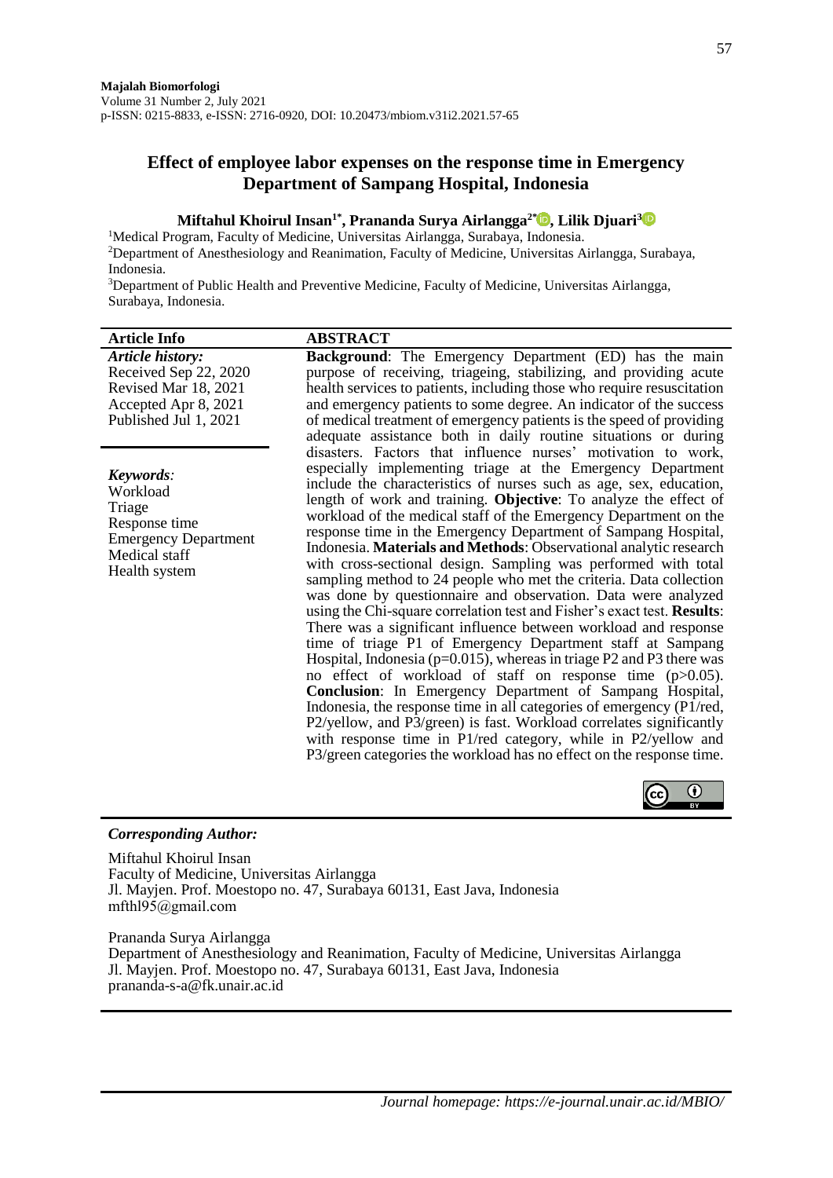**Majalah Biomorfologi**
Volume 31 Number 2, July 2021
p-ISSN: 0215-8833, e-ISSN: 2716-0920, DOI: 10.20473/mbiom.v31i2.2021.57-65

# Effect of employee labor expenses on the response time in Emergency Department of Sampang Hospital, Indonesia

**Miftahul Khoirul Insan[1*], Prananda Surya Airlangga[2*], Lilik Djuari[3]**

[1]Medical Program, Faculty of Medicine, Universitas Airlangga, Surabaya, Indonesia.
[2]Department of Anesthesiology and Reanimation, Faculty of Medicine, Universitas Airlangga, Surabaya, Indonesia.
[3]Department of Public Health and Preventive Medicine, Faculty of Medicine, Universitas Airlangga, Surabaya, Indonesia.

**Article Info**

*Article history:*
Received Sep 22, 2020
Revised Mar 18, 2021
Accepted Apr 8, 2021
Published Jul 1, 2021

*Keywords:*
Workload
Triage
Response time
Emergency Department
Medical staff
Health system

**ABSTRACT**

**Background**: The Emergency Department (ED) has the main purpose of receiving, triageing, stabilizing, and providing acute health services to patients, including those who require resuscitation and emergency patients to some degree. An indicator of the success of medical treatment of emergency patients is the speed of providing adequate assistance both in daily routine situations or during disasters. Factors that influence nurses' motivation to work, especially implementing triage at the Emergency Department include the characteristics of nurses such as age, sex, education, length of work and training. **Objective**: To analyze the effect of workload of the medical staff of the Emergency Department on the response time in the Emergency Department of Sampang Hospital, Indonesia. **Materials and Methods**: Observational analytic research with cross-sectional design. Sampling was performed with total sampling method to 24 people who met the criteria. Data collection was done by questionnaire and observation. Data were analyzed using the Chi-square correlation test and Fisher's exact test. **Results**: There was a significant influence between workload and response time of triage P1 of Emergency Department staff at Sampang Hospital, Indonesia ($p=0.015$), whereas in triage P2 and P3 there was no effect of workload of staff on response time ($p>0.05$). **Conclusion**: In Emergency Department of Sampang Hospital, Indonesia, the response time in all categories of emergency (P1/red, P2/yellow, and P3/green) is fast. Workload correlates significantly with response time in P1/red category, while in P2/yellow and P3/green categories the workload has no effect on the response time.

***Corresponding Author:***

Miftahul Khoirul Insan
Faculty of Medicine, Universitas Airlangga
Jl. Mayjen. Prof. Moestopo no. 47, Surabaya 60131, East Java, Indonesia
mfthl95@gmail.com

Prananda Surya Airlangga
Department of Anesthesiology and Reanimation, Faculty of Medicine, Universitas Airlangga
Jl. Mayjen. Prof. Moestopo no. 47, Surabaya 60131, East Java, Indonesia
prananda-s-a@fk.unair.ac.id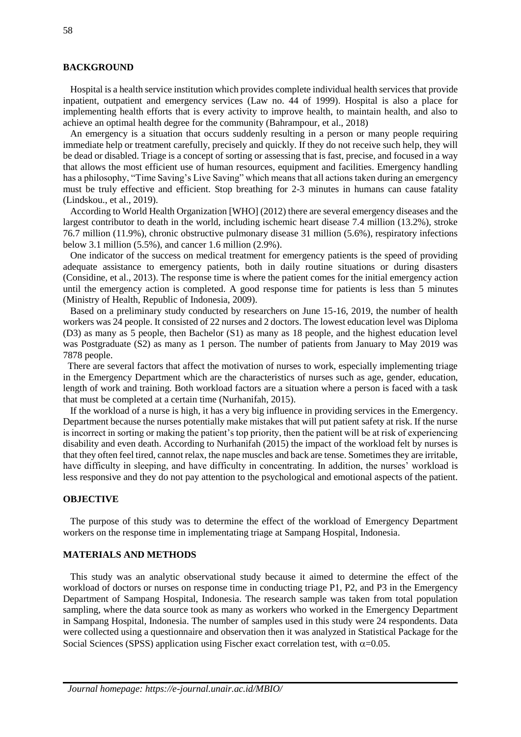## BACKGROUND

Hospital is a health service institution which provides complete individual health services that provide inpatient, outpatient and emergency services (Law no. 44 of 1999). Hospital is also a place for implementing health efforts that is every activity to improve health, to maintain health, and also to achieve an optimal health degree for the community (Bahrampour, et al., 2018)

An emergency is a situation that occurs suddenly resulting in a person or many people requiring immediate help or treatment carefully, precisely and quickly. If they do not receive such help, they will be dead or disabled. Triage is a concept of sorting or assessing that is fast, precise, and focused in a way that allows the most efficient use of human resources, equipment and facilities. Emergency handling has a philosophy, "Time Saving's Live Saving" which means that all actions taken during an emergency must be truly effective and efficient. Stop breathing for 2-3 minutes in humans can cause fatality (Lindskou., et al., 2019).

According to World Health Organization [WHO] (2012) there are several emergency diseases and the largest contributor to death in the world, including ischemic heart disease 7.4 million (13.2%), stroke 76.7 million (11.9%), chronic obstructive pulmonary disease 31 million (5.6%), respiratory infections below 3.1 million (5.5%), and cancer 1.6 million (2.9%).

One indicator of the success on medical treatment for emergency patients is the speed of providing adequate assistance to emergency patients, both in daily routine situations or during disasters (Considine, et al., 2013). The response time is where the patient comes for the initial emergency action until the emergency action is completed. A good response time for patients is less than 5 minutes (Ministry of Health, Republic of Indonesia, 2009).

Based on a preliminary study conducted by researchers on June 15-16, 2019, the number of health workers was 24 people. It consisted of 22 nurses and 2 doctors. The lowest education level was Diploma (D3) as many as 5 people, then Bachelor (S1) as many as 18 people, and the highest education level was Postgraduate (S2) as many as 1 person. The number of patients from January to May 2019 was 7878 people.

There are several factors that affect the motivation of nurses to work, especially implementing triage in the Emergency Department which are the characteristics of nurses such as age, gender, education, length of work and training. Both workload factors are a situation where a person is faced with a task that must be completed at a certain time (Nurhanifah, 2015).

If the workload of a nurse is high, it has a very big influence in providing services in the Emergency. Department because the nurses potentially make mistakes that will put patient safety at risk. If the nurse is incorrect in sorting or making the patient's top priority, then the patient will be at risk of experiencing disability and even death. According to Nurhanifah (2015) the impact of the workload felt by nurses is that they often feel tired, cannot relax, the nape muscles and back are tense. Sometimes they are irritable, have difficulty in sleeping, and have difficulty in concentrating. In addition, the nurses' workload is less responsive and they do not pay attention to the psychological and emotional aspects of the patient.

## OBJECTIVE

The purpose of this study was to determine the effect of the workload of Emergency Department workers on the response time in implementating triage at Sampang Hospital, Indonesia.

## MATERIALS AND METHODS

This study was an analytic observational study because it aimed to determine the effect of the workload of doctors or nurses on response time in conducting triage P1, P2, and P3 in the Emergency Department of Sampang Hospital, Indonesia. The research sample was taken from total population sampling, where the data source took as many as workers who worked in the Emergency Department in Sampang Hospital, Indonesia. The number of samples used in this study were 24 respondents. Data were collected using a questionnaire and observation then it was analyzed in Statistical Package for the Social Sciences (SPSS) application using Fischer exact correlation test, with $\alpha$=0.05.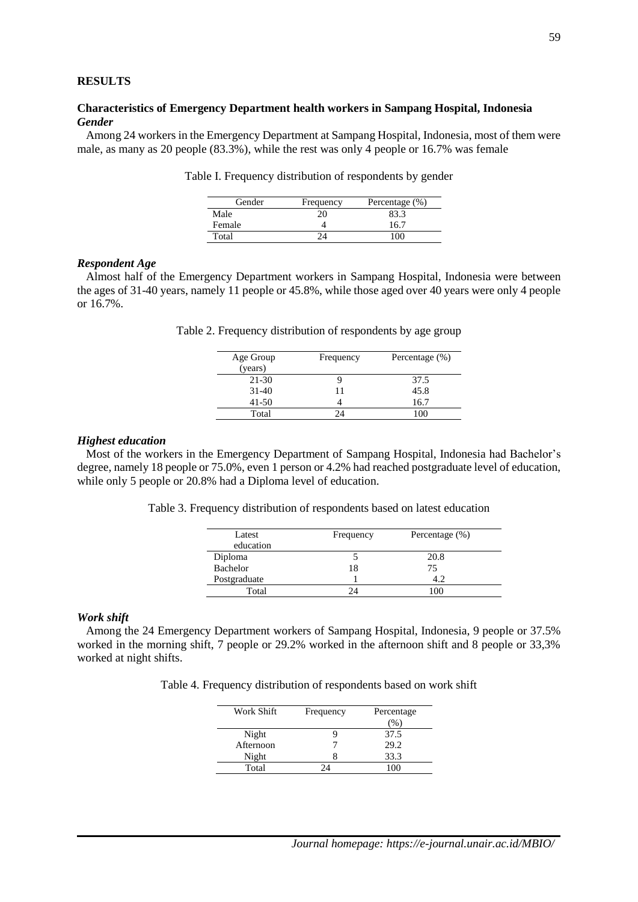## RESULTS

### Characteristics of Emergency Department health workers in Sampang Hospital, Indonesia

#### *Gender*

Among 24 workers in the Emergency Department at Sampang Hospital, Indonesia, most of them were male, as many as 20 people (83.3%), while the rest was only 4 people or 16.7% was female

Table I. Frequency distribution of respondents by gender

| Gender | Frequency | Percentage (%) |
|---|---|---|
| Male | 20 | 83.3 |
| Female | 4 | 16.7 |
| Total | 24 | 100 |

#### *Respondent Age*

Almost half of the Emergency Department workers in Sampang Hospital, Indonesia were between the ages of 31-40 years, namely 11 people or 45.8%, while those aged over 40 years were only 4 people or 16.7%.

Table 2. Frequency distribution of respondents by age group

| Age Group (years) | Frequency | Percentage (%) |
|---|---|---|
| 21-30 | 9 | 37.5 |
| 31-40 | 11 | 45.8 |
| 41-50 | 4 | 16.7 |
| Total | 24 | 100 |

#### *Highest education*

Most of the workers in the Emergency Department of Sampang Hospital, Indonesia had Bachelor's degree, namely 18 people or 75.0%, even 1 person or 4.2% had reached postgraduate level of education, while only 5 people or 20.8% had a Diploma level of education.

Table 3. Frequency distribution of respondents based on latest education

| Latest education | Frequency | Percentage (%) |
|---|---|---|
| Diploma | 5 | 20.8 |
| Bachelor | 18 | 75 |
| Postgraduate | 1 | 4.2 |
| Total | 24 | 100 |

#### *Work shift*

Among the 24 Emergency Department workers of Sampang Hospital, Indonesia, 9 people or 37.5% worked in the morning shift, 7 people or 29.2% worked in the afternoon shift and 8 people or 33,3% worked at night shifts.

Table 4. Frequency distribution of respondents based on work shift

| Work Shift | Frequency | Percentage (%) |
|---|---|---|
| Night | 9 | 37.5 |
| Afternoon | 7 | 29.2 |
| Night | 8 | 33.3 |
| Total | 24 | 100 |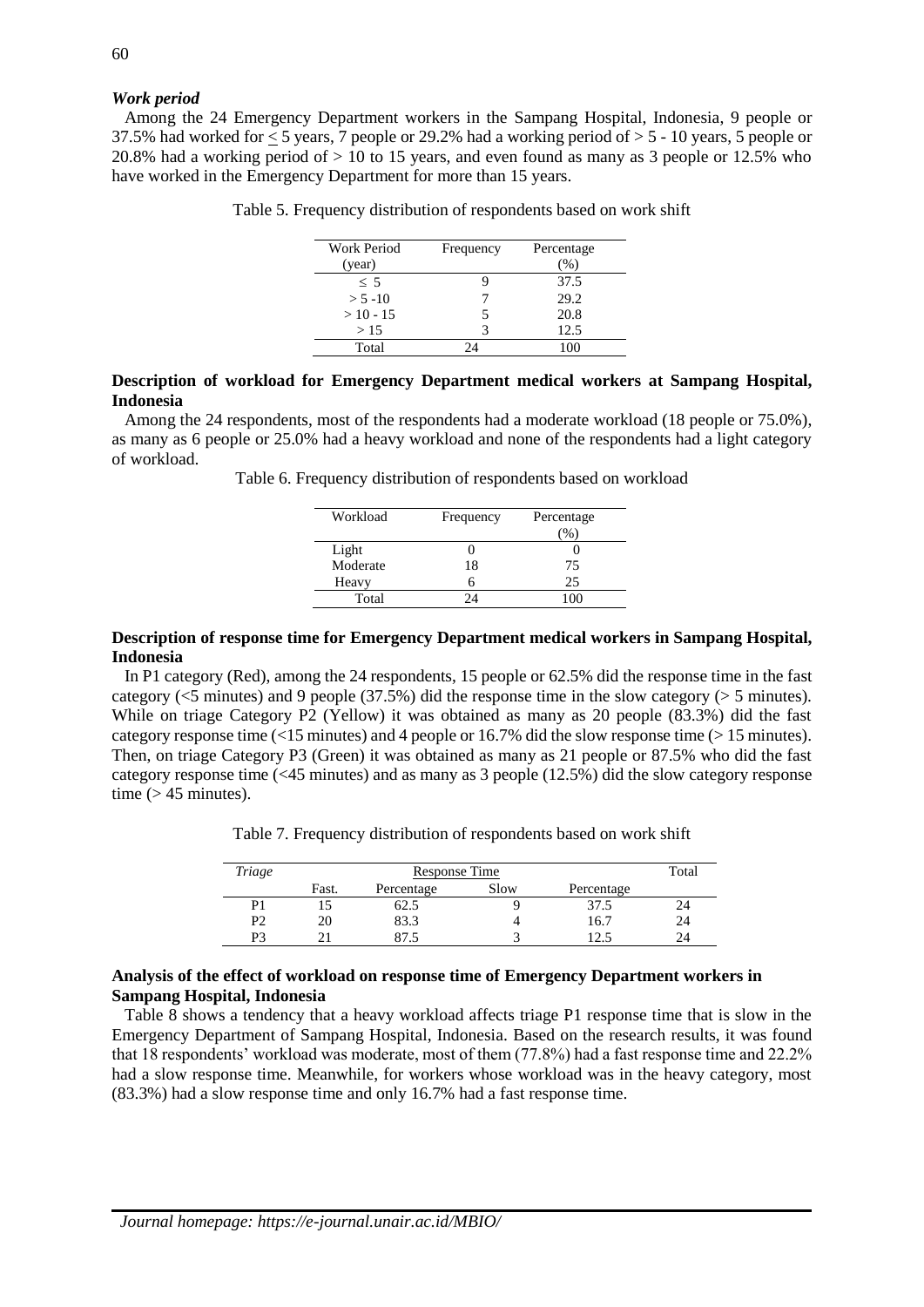### *Work period*

Among the 24 Emergency Department workers in the Sampang Hospital, Indonesia, 9 people or 37.5% had worked for < 5 years, 7 people or 29.2% had a working period of > 5 - 10 years, 5 people or 20.8% had a working period of > 10 to 15 years, and even found as many as 3 people or 12.5% who have worked in the Emergency Department for more than 15 years.

Table 5. Frequency distribution of respondents based on work shift

| Work Period (year) | Frequency | Percentage (%) |
|---|---|---|
| ≤ 5 | 9 | 37.5 |
| > 5 -10 | 7 | 29.2 |
| > 10 - 15 | 5 | 20.8 |
| > 15 | 3 | 12.5 |
| Total | 24 | 100 |

### Description of workload for Emergency Department medical workers at Sampang Hospital, Indonesia

Among the 24 respondents, most of the respondents had a moderate workload (18 people or 75.0%), as many as 6 people or 25.0% had a heavy workload and none of the respondents had a light category of workload.

Table 6. Frequency distribution of respondents based on workload

| Workload | Frequency | Percentage (%) |
|---|---|---|
| Light | 0 | 0 |
| Moderate | 18 | 75 |
| Heavy | 6 | 25 |
| Total | 24 | 100 |

### Description of response time for Emergency Department medical workers in Sampang Hospital, Indonesia

In P1 category (Red), among the 24 respondents, 15 people or 62.5% did the response time in the fast category (<5 minutes) and 9 people (37.5%) did the response time in the slow category (> 5 minutes). While on triage Category P2 (Yellow) it was obtained as many as 20 people (83.3%) did the fast category response time (<15 minutes) and 4 people or 16.7% did the slow response time (> 15 minutes). Then, on triage Category P3 (Green) it was obtained as many as 21 people or 87.5% who did the fast category response time (<45 minutes) and as many as 3 people (12.5%) did the slow category response time (> 45 minutes).

Table 7. Frequency distribution of respondents based on work shift

| *Triage* | Response Time | | | | Total |
|---|---|---|---|---|---|
| | Fast. | Percentage | Slow | Percentage | |
| P1 | 15 | 62.5 | 9 | 37.5 | 24 |
| P2 | 20 | 83.3 | 4 | 16.7 | 24 |
| P3 | 21 | 87.5 | 3 | 12.5 | 24 |

### Analysis of the effect of workload on response time of Emergency Department workers in Sampang Hospital, Indonesia

Table 8 shows a tendency that a heavy workload affects triage P1 response time that is slow in the Emergency Department of Sampang Hospital, Indonesia. Based on the research results, it was found that 18 respondents' workload was moderate, most of them (77.8%) had a fast response time and 22.2% had a slow response time. Meanwhile, for workers whose workload was in the heavy category, most (83.3%) had a slow response time and only 16.7% had a fast response time.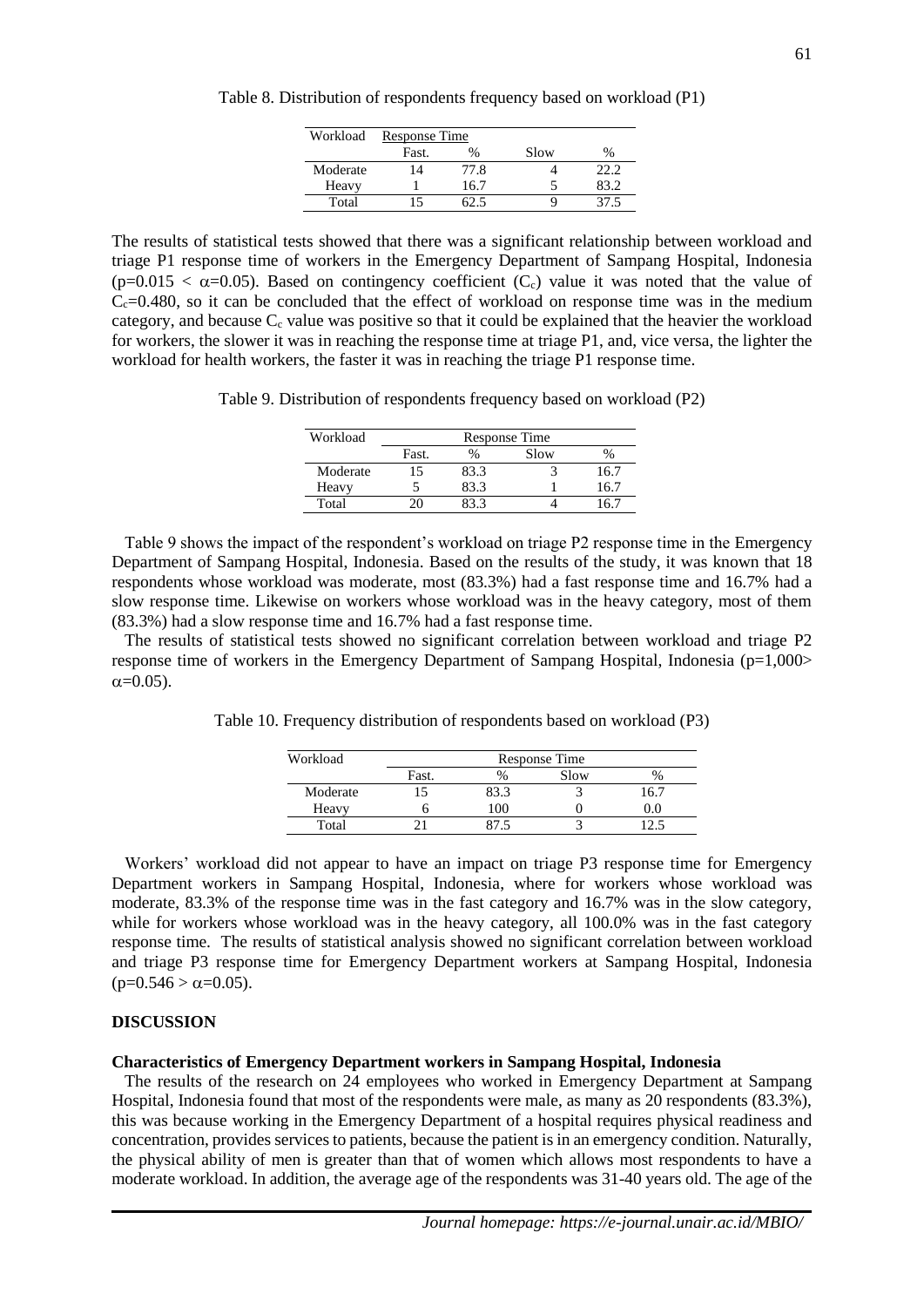Table 8. Distribution of respondents frequency based on workload (P1)

| Workload | Response Time | | | |
|---|---|---|---|---|
| | Fast. | % | Slow | % |
| Moderate | 14 | 77.8 | 4 | 22.2 |
| Heavy | 1 | 16.7 | 5 | 83.2 |
| Total | 15 | 62.5 | 9 | 37.5 |

The results of statistical tests showed that there was a significant relationship between workload and triage P1 response time of workers in the Emergency Department of Sampang Hospital, Indonesia ($p=0.015 < \alpha=0.05$). Based on contingency coefficient ($C_c$) value it was noted that the value of $C_c=0.480$, so it can be concluded that the effect of workload on response time was in the medium category, and because $C_c$ value was positive so that it could be explained that the heavier the workload for workers, the slower it was in reaching the response time at triage P1, and, vice versa, the lighter the workload for health workers, the faster it was in reaching the triage P1 response time.

Table 9. Distribution of respondents frequency based on workload (P2)

| Workload | Response Time | | | |
|---|---|---|---|---|
| | Fast. | % | Slow | % |
| Moderate | 15 | 83.3 | 3 | 16.7 |
| Heavy | 5 | 83.3 | 1 | 16.7 |
| Total | 20 | 83.3 | 4 | 16.7 |

Table 9 shows the impact of the respondent's workload on triage P2 response time in the Emergency Department of Sampang Hospital, Indonesia. Based on the results of the study, it was known that 18 respondents whose workload was moderate, most (83.3%) had a fast response time and 16.7% had a slow response time. Likewise on workers whose workload was in the heavy category, most of them (83.3%) had a slow response time and 16.7% had a fast response time.

The results of statistical tests showed no significant correlation between workload and triage P2 response time of workers in the Emergency Department of Sampang Hospital, Indonesia ($p=1{,}000 > \alpha=0.05$).

Table 10. Frequency distribution of respondents based on workload (P3)

| Workload | Response Time | | | |
|---|---|---|---|---|
| | Fast. | % | Slow | % |
| Moderate | 15 | 83.3 | 3 | 16.7 |
| Heavy | 6 | 100 | 0 | 0.0 |
| Total | 21 | 87.5 | 3 | 12.5 |

Workers' workload did not appear to have an impact on triage P3 response time for Emergency Department workers in Sampang Hospital, Indonesia, where for workers whose workload was moderate, 83.3% of the response time was in the fast category and 16.7% was in the slow category, while for workers whose workload was in the heavy category, all 100.0% was in the fast category response time. The results of statistical analysis showed no significant correlation between workload and triage P3 response time for Emergency Department workers at Sampang Hospital, Indonesia ($p=0.546 > \alpha=0.05$).

## DISCUSSION

### Characteristics of Emergency Department workers in Sampang Hospital, Indonesia

The results of the research on 24 employees who worked in Emergency Department at Sampang Hospital, Indonesia found that most of the respondents were male, as many as 20 respondents (83.3%), this was because working in the Emergency Department of a hospital requires physical readiness and concentration, provides services to patients, because the patient is in an emergency condition. Naturally, the physical ability of men is greater than that of women which allows most respondents to have a moderate workload. In addition, the average age of the respondents was 31-40 years old. The age of the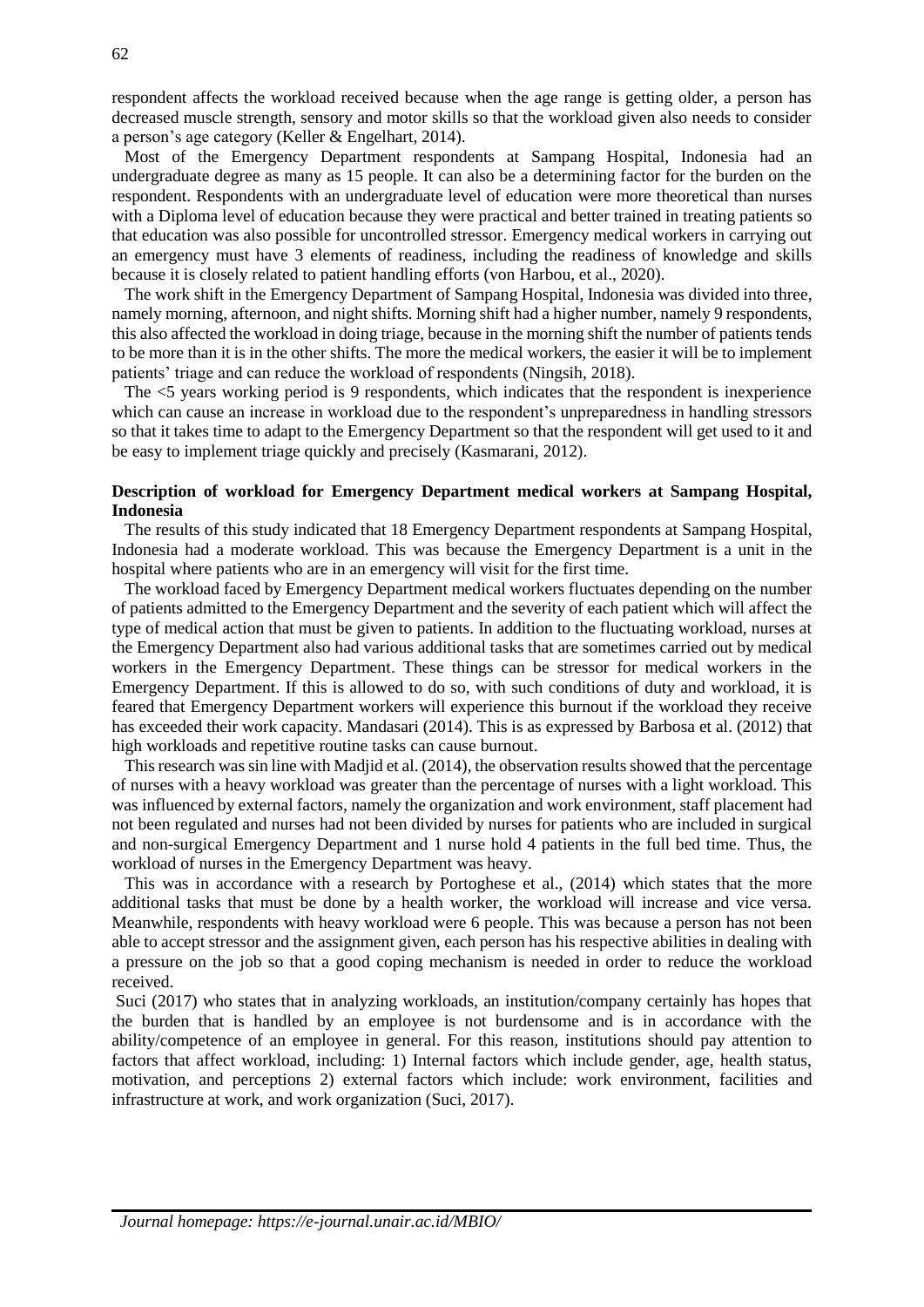respondent affects the workload received because when the age range is getting older, a person has decreased muscle strength, sensory and motor skills so that the workload given also needs to consider a person's age category (Keller & Engelhart, 2014).

Most of the Emergency Department respondents at Sampang Hospital, Indonesia had an undergraduate degree as many as 15 people. It can also be a determining factor for the burden on the respondent. Respondents with an undergraduate level of education were more theoretical than nurses with a Diploma level of education because they were practical and better trained in treating patients so that education was also possible for uncontrolled stressor. Emergency medical workers in carrying out an emergency must have 3 elements of readiness, including the readiness of knowledge and skills because it is closely related to patient handling efforts (von Harbou, et al., 2020).

The work shift in the Emergency Department of Sampang Hospital, Indonesia was divided into three, namely morning, afternoon, and night shifts. Morning shift had a higher number, namely 9 respondents, this also affected the workload in doing triage, because in the morning shift the number of patients tends to be more than it is in the other shifts. The more the medical workers, the easier it will be to implement patients' triage and can reduce the workload of respondents (Ningsih, 2018).

The <5 years working period is 9 respondents, which indicates that the respondent is inexperience which can cause an increase in workload due to the respondent's unpreparedness in handling stressors so that it takes time to adapt to the Emergency Department so that the respondent will get used to it and be easy to implement triage quickly and precisely (Kasmarani, 2012).

**Description of workload for Emergency Department medical workers at Sampang Hospital, Indonesia**

The results of this study indicated that 18 Emergency Department respondents at Sampang Hospital, Indonesia had a moderate workload. This was because the Emergency Department is a unit in the hospital where patients who are in an emergency will visit for the first time.

The workload faced by Emergency Department medical workers fluctuates depending on the number of patients admitted to the Emergency Department and the severity of each patient which will affect the type of medical action that must be given to patients. In addition to the fluctuating workload, nurses at the Emergency Department also had various additional tasks that are sometimes carried out by medical workers in the Emergency Department. These things can be stressor for medical workers in the Emergency Department. If this is allowed to do so, with such conditions of duty and workload, it is feared that Emergency Department workers will experience this burnout if the workload they receive has exceeded their work capacity. Mandasari (2014). This is as expressed by Barbosa et al. (2012) that high workloads and repetitive routine tasks can cause burnout.

This research was sin line with Madjid et al. (2014), the observation results showed that the percentage of nurses with a heavy workload was greater than the percentage of nurses with a light workload. This was influenced by external factors, namely the organization and work environment, staff placement had not been regulated and nurses had not been divided by nurses for patients who are included in surgical and non-surgical Emergency Department and 1 nurse hold 4 patients in the full bed time. Thus, the workload of nurses in the Emergency Department was heavy.

This was in accordance with a research by Portoghese et al., (2014) which states that the more additional tasks that must be done by a health worker, the workload will increase and vice versa. Meanwhile, respondents with heavy workload were 6 people. This was because a person has not been able to accept stressor and the assignment given, each person has his respective abilities in dealing with a pressure on the job so that a good coping mechanism is needed in order to reduce the workload received.

Suci (2017) who states that in analyzing workloads, an institution/company certainly has hopes that the burden that is handled by an employee is not burdensome and is in accordance with the ability/competence of an employee in general. For this reason, institutions should pay attention to factors that affect workload, including: 1) Internal factors which include gender, age, health status, motivation, and perceptions 2) external factors which include: work environment, facilities and infrastructure at work, and work organization (Suci, 2017).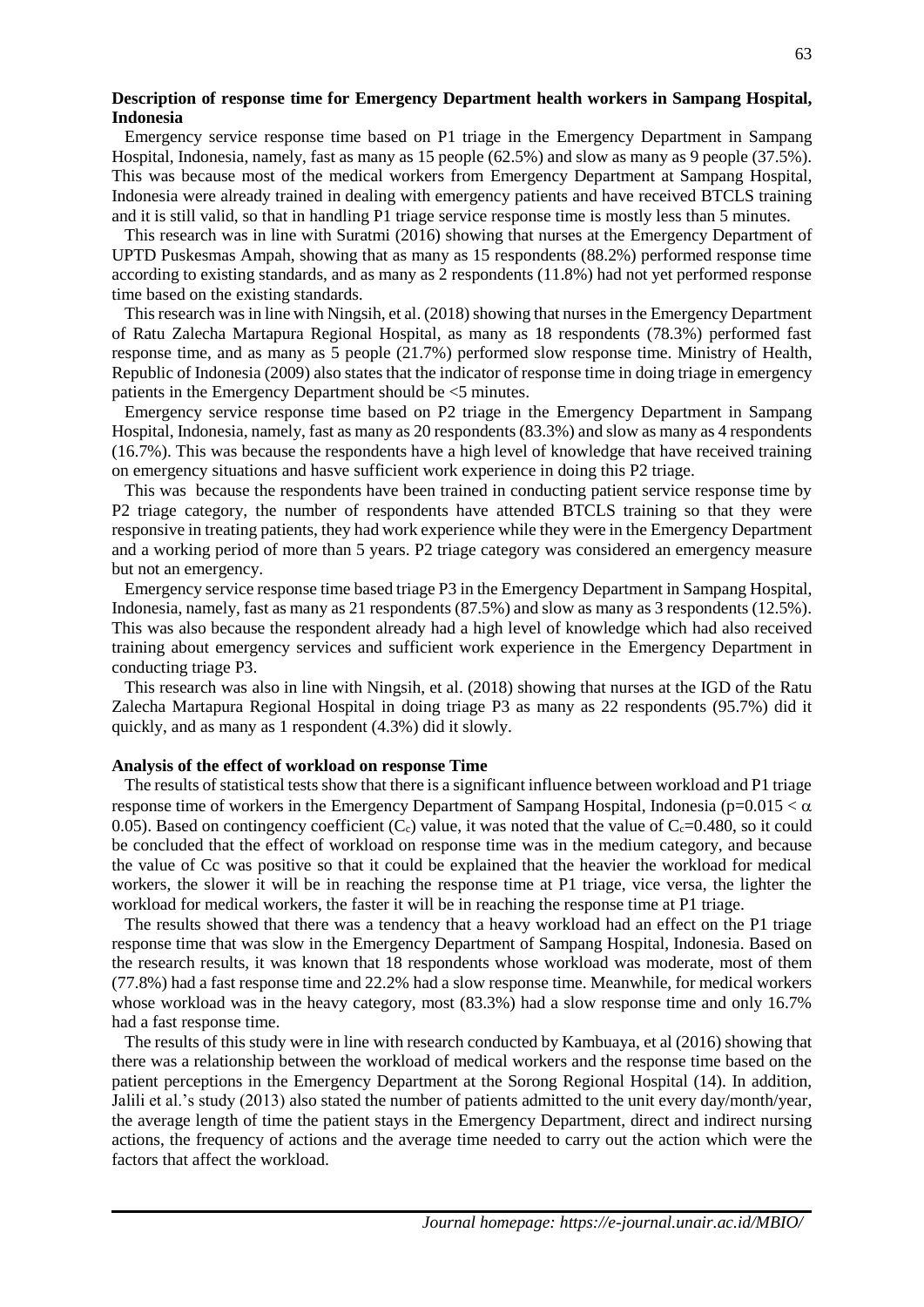**Description of response time for Emergency Department health workers in Sampang Hospital, Indonesia**

Emergency service response time based on P1 triage in the Emergency Department in Sampang Hospital, Indonesia, namely, fast as many as 15 people (62.5%) and slow as many as 9 people (37.5%). This was because most of the medical workers from Emergency Department at Sampang Hospital, Indonesia were already trained in dealing with emergency patients and have received BTCLS training and it is still valid, so that in handling P1 triage service response time is mostly less than 5 minutes.

This research was in line with Suratmi (2016) showing that nurses at the Emergency Department of UPTD Puskesmas Ampah, showing that as many as 15 respondents (88.2%) performed response time according to existing standards, and as many as 2 respondents (11.8%) had not yet performed response time based on the existing standards.

This research was in line with Ningsih, et al. (2018) showing that nurses in the Emergency Department of Ratu Zalecha Martapura Regional Hospital, as many as 18 respondents (78.3%) performed fast response time, and as many as 5 people (21.7%) performed slow response time. Ministry of Health, Republic of Indonesia (2009) also states that the indicator of response time in doing triage in emergency patients in the Emergency Department should be <5 minutes.

Emergency service response time based on P2 triage in the Emergency Department in Sampang Hospital, Indonesia, namely, fast as many as 20 respondents (83.3%) and slow as many as 4 respondents (16.7%). This was because the respondents have a high level of knowledge that have received training on emergency situations and hasve sufficient work experience in doing this P2 triage.

This was because the respondents have been trained in conducting patient service response time by P2 triage category, the number of respondents have attended BTCLS training so that they were responsive in treating patients, they had work experience while they were in the Emergency Department and a working period of more than 5 years. P2 triage category was considered an emergency measure but not an emergency.

Emergency service response time based triage P3 in the Emergency Department in Sampang Hospital, Indonesia, namely, fast as many as 21 respondents (87.5%) and slow as many as 3 respondents (12.5%). This was also because the respondent already had a high level of knowledge which had also received training about emergency services and sufficient work experience in the Emergency Department in conducting triage P3.

This research was also in line with Ningsih, et al. (2018) showing that nurses at the IGD of the Ratu Zalecha Martapura Regional Hospital in doing triage P3 as many as 22 respondents (95.7%) did it quickly, and as many as 1 respondent (4.3%) did it slowly.

**Analysis of the effect of workload on response Time**

The results of statistical tests show that there is a significant influence between workload and P1 triage response time of workers in the Emergency Department of Sampang Hospital, Indonesia ($p=0.015 < \alpha$ 0.05). Based on contingency coefficient ($C_c$) value, it was noted that the value of $C_c=0.480$, so it could be concluded that the effect of workload on response time was in the medium category, and because the value of Cc was positive so that it could be explained that the heavier the workload for medical workers, the slower it will be in reaching the response time at P1 triage, vice versa, the lighter the workload for medical workers, the faster it will be in reaching the response time at P1 triage.

The results showed that there was a tendency that a heavy workload had an effect on the P1 triage response time that was slow in the Emergency Department of Sampang Hospital, Indonesia. Based on the research results, it was known that 18 respondents whose workload was moderate, most of them (77.8%) had a fast response time and 22.2% had a slow response time. Meanwhile, for medical workers whose workload was in the heavy category, most (83.3%) had a slow response time and only 16.7% had a fast response time.

The results of this study were in line with research conducted by Kambuaya, et al (2016) showing that there was a relationship between the workload of medical workers and the response time based on the patient perceptions in the Emergency Department at the Sorong Regional Hospital (14). In addition, Jalili et al.'s study (2013) also stated the number of patients admitted to the unit every day/month/year, the average length of time the patient stays in the Emergency Department, direct and indirect nursing actions, the frequency of actions and the average time needed to carry out the action which were the factors that affect the workload.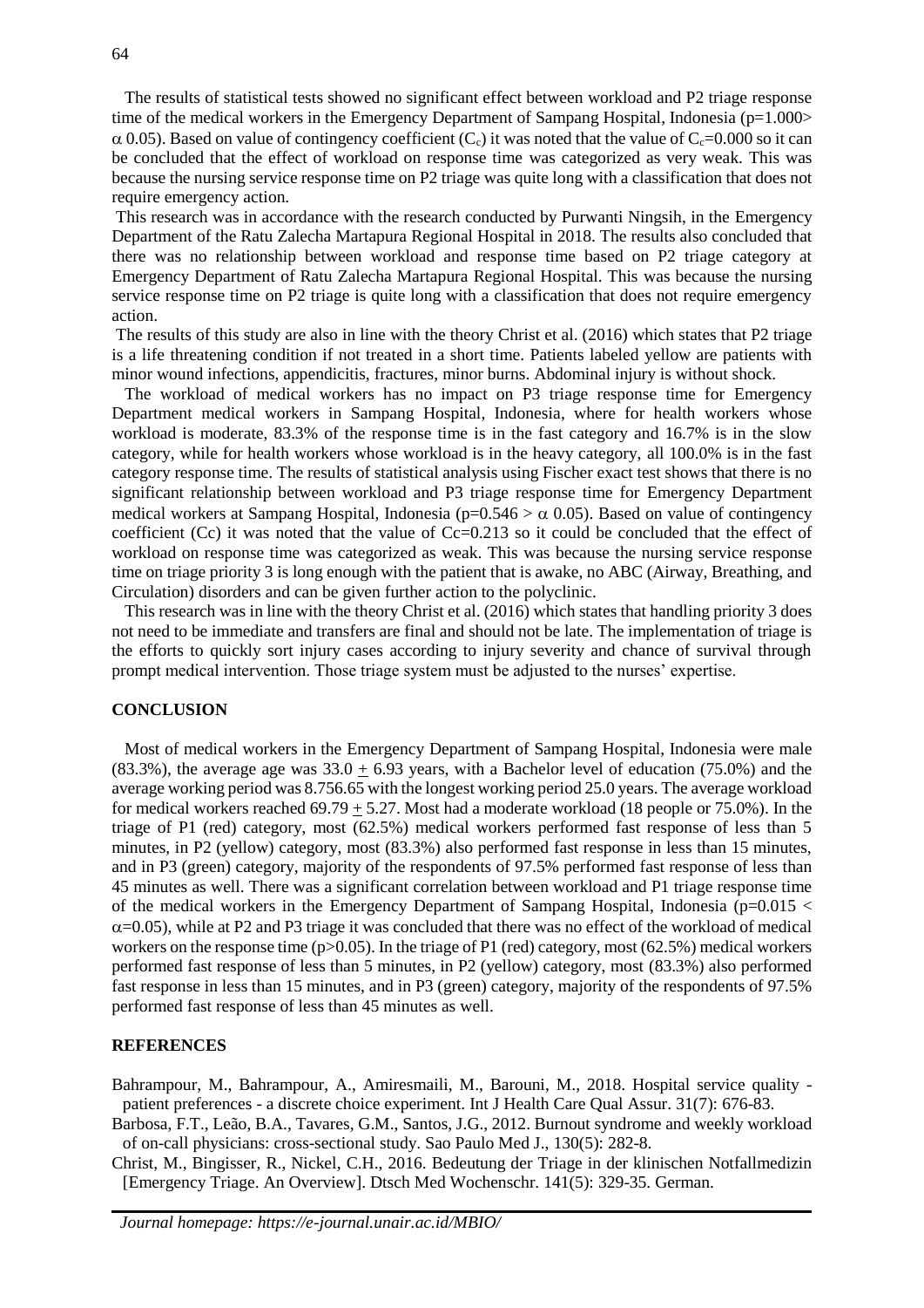The results of statistical tests showed no significant effect between workload and P2 triage response time of the medical workers in the Emergency Department of Sampang Hospital, Indonesia ($p=1.000 > \alpha$ 0.05). Based on value of contingency coefficient ($C_c$) it was noted that the value of $C_c=0.000$ so it can be concluded that the effect of workload on response time was categorized as very weak. This was because the nursing service response time on P2 triage was quite long with a classification that does not require emergency action.

This research was in accordance with the research conducted by Purwanti Ningsih, in the Emergency Department of the Ratu Zalecha Martapura Regional Hospital in 2018. The results also concluded that there was no relationship between workload and response time based on P2 triage category at Emergency Department of Ratu Zalecha Martapura Regional Hospital. This was because the nursing service response time on P2 triage is quite long with a classification that does not require emergency action.

The results of this study are also in line with the theory Christ et al. (2016) which states that P2 triage is a life threatening condition if not treated in a short time. Patients labeled yellow are patients with minor wound infections, appendicitis, fractures, minor burns. Abdominal injury is without shock.

The workload of medical workers has no impact on P3 triage response time for Emergency Department medical workers in Sampang Hospital, Indonesia, where for health workers whose workload is moderate, 83.3% of the response time is in the fast category and 16.7% is in the slow category, while for health workers whose workload is in the heavy category, all 100.0% is in the fast category response time. The results of statistical analysis using Fischer exact test shows that there is no significant relationship between workload and P3 triage response time for Emergency Department medical workers at Sampang Hospital, Indonesia ($p=0.546 > \alpha$ 0.05). Based on value of contingency coefficient (Cc) it was noted that the value of Cc=0.213 so it could be concluded that the effect of workload on response time was categorized as weak. This was because the nursing service response time on triage priority 3 is long enough with the patient that is awake, no ABC (Airway, Breathing, and Circulation) disorders and can be given further action to the polyclinic.

This research was in line with the theory Christ et al. (2016) which states that handling priority 3 does not need to be immediate and transfers are final and should not be late. The implementation of triage is the efforts to quickly sort injury cases according to injury severity and chance of survival through prompt medical intervention. Those triage system must be adjusted to the nurses' expertise.

## CONCLUSION

Most of medical workers in the Emergency Department of Sampang Hospital, Indonesia were male (83.3%), the average age was $33.0 \pm 6.93$ years, with a Bachelor level of education (75.0%) and the average working period was 8.756.65 with the longest working period 25.0 years. The average workload for medical workers reached $69.79 \pm 5.27$. Most had a moderate workload (18 people or 75.0%). In the triage of P1 (red) category, most (62.5%) medical workers performed fast response of less than 5 minutes, in P2 (yellow) category, most (83.3%) also performed fast response in less than 15 minutes, and in P3 (green) category, majority of the respondents of 97.5% performed fast response of less than 45 minutes as well. There was a significant correlation between workload and P1 triage response time of the medical workers in the Emergency Department of Sampang Hospital, Indonesia ($p=0.015 < \alpha=0.05$), while at P2 and P3 triage it was concluded that there was no effect of the workload of medical workers on the response time ($p>0.05$). In the triage of P1 (red) category, most (62.5%) medical workers performed fast response of less than 5 minutes, in P2 (yellow) category, most (83.3%) also performed fast response in less than 15 minutes, and in P3 (green) category, majority of the respondents of 97.5% performed fast response of less than 45 minutes as well.

## REFERENCES

Bahrampour, M., Bahrampour, A., Amiresmaili, M., Barouni, M., 2018. Hospital service quality - patient preferences - a discrete choice experiment. Int J Health Care Qual Assur. 31(7): 676-83.

Barbosa, F.T., Leão, B.A., Tavares, G.M., Santos, J.G., 2012. Burnout syndrome and weekly workload of on-call physicians: cross-sectional study. Sao Paulo Med J., 130(5): 282-8.

Christ, M., Bingisser, R., Nickel, C.H., 2016. Bedeutung der Triage in der klinischen Notfallmedizin [Emergency Triage. An Overview]. Dtsch Med Wochenschr. 141(5): 329-35. German.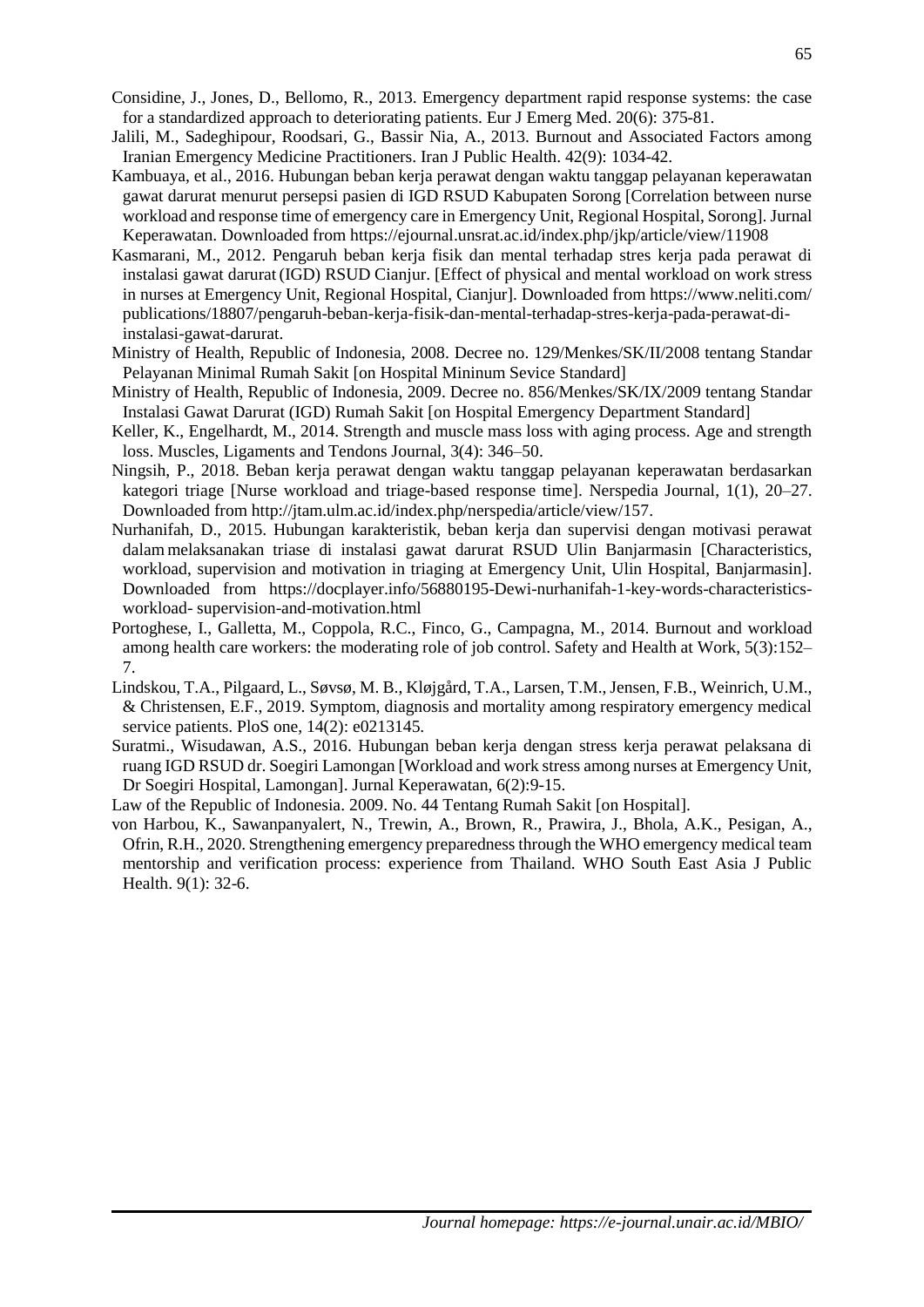Considine, J., Jones, D., Bellomo, R., 2013. Emergency department rapid response systems: the case for a standardized approach to deteriorating patients. Eur J Emerg Med. 20(6): 375-81.

Jalili, M., Sadeghipour, Roodsari, G., Bassir Nia, A., 2013. Burnout and Associated Factors among Iranian Emergency Medicine Practitioners. Iran J Public Health. 42(9): 1034-42.

Kambuaya, et al., 2016. Hubungan beban kerja perawat dengan waktu tanggap pelayanan keperawatan gawat darurat menurut persepsi pasien di IGD RSUD Kabupaten Sorong [Correlation between nurse workload and response time of emergency care in Emergency Unit, Regional Hospital, Sorong]. Jurnal Keperawatan. Downloaded from https://ejournal.unsrat.ac.id/index.php/jkp/article/view/11908

Kasmarani, M., 2012. Pengaruh beban kerja fisik dan mental terhadap stres kerja pada perawat di instalasi gawat darurat (IGD) RSUD Cianjur. [Effect of physical and mental workload on work stress in nurses at Emergency Unit, Regional Hospital, Cianjur]. Downloaded from https://www.neliti.com/publications/18807/pengaruh-beban-kerja-fisik-dan-mental-terhadap-stres-kerja-pada-perawat-di-instalasi-gawat-darurat.

Ministry of Health, Republic of Indonesia, 2008. Decree no. 129/Menkes/SK/II/2008 tentang Standar Pelayanan Minimal Rumah Sakit [on Hospital Mininum Sevice Standard]

Ministry of Health, Republic of Indonesia, 2009. Decree no. 856/Menkes/SK/IX/2009 tentang Standar Instalasi Gawat Darurat (IGD) Rumah Sakit [on Hospital Emergency Department Standard]

Keller, K., Engelhardt, M., 2014. Strength and muscle mass loss with aging process. Age and strength loss. Muscles, Ligaments and Tendons Journal, 3(4): 346–50.

Ningsih, P., 2018. Beban kerja perawat dengan waktu tanggap pelayanan keperawatan berdasarkan kategori triage [Nurse workload and triage-based response time]. Nerspedia Journal, 1(1), 20–27. Downloaded from http://jtam.ulm.ac.id/index.php/nerspedia/article/view/157.

Nurhanifah, D., 2015. Hubungan karakteristik, beban kerja dan supervisi dengan motivasi perawat dalam melaksanakan triase di instalasi gawat darurat RSUD Ulin Banjarmasin [Characteristics, workload, supervision and motivation in triaging at Emergency Unit, Ulin Hospital, Banjarmasin]. Downloaded from https://docplayer.info/56880195-Dewi-nurhanifah-1-key-words-characteristics-workload- supervision-and-motivation.html

Portoghese, I., Galletta, M., Coppola, R.C., Finco, G., Campagna, M., 2014. Burnout and workload among health care workers: the moderating role of job control. Safety and Health at Work, 5(3):152–7.

Lindskou, T.A., Pilgaard, L., Søvsø, M. B., Kløjgård, T.A., Larsen, T.M., Jensen, F.B., Weinrich, U.M., & Christensen, E.F., 2019. Symptom, diagnosis and mortality among respiratory emergency medical service patients. PloS one, 14(2): e0213145.

Suratmi., Wisudawan, A.S., 2016. Hubungan beban kerja dengan stress kerja perawat pelaksana di ruang IGD RSUD dr. Soegiri Lamongan [Workload and work stress among nurses at Emergency Unit, Dr Soegiri Hospital, Lamongan]. Jurnal Keperawatan, 6(2):9-15.

Law of the Republic of Indonesia. 2009. No. 44 Tentang Rumah Sakit [on Hospital].

von Harbou, K., Sawanpanyalert, N., Trewin, A., Brown, R., Prawira, J., Bhola, A.K., Pesigan, A., Ofrin, R.H., 2020. Strengthening emergency preparedness through the WHO emergency medical team mentorship and verification process: experience from Thailand. WHO South East Asia J Public Health. 9(1): 32-6.